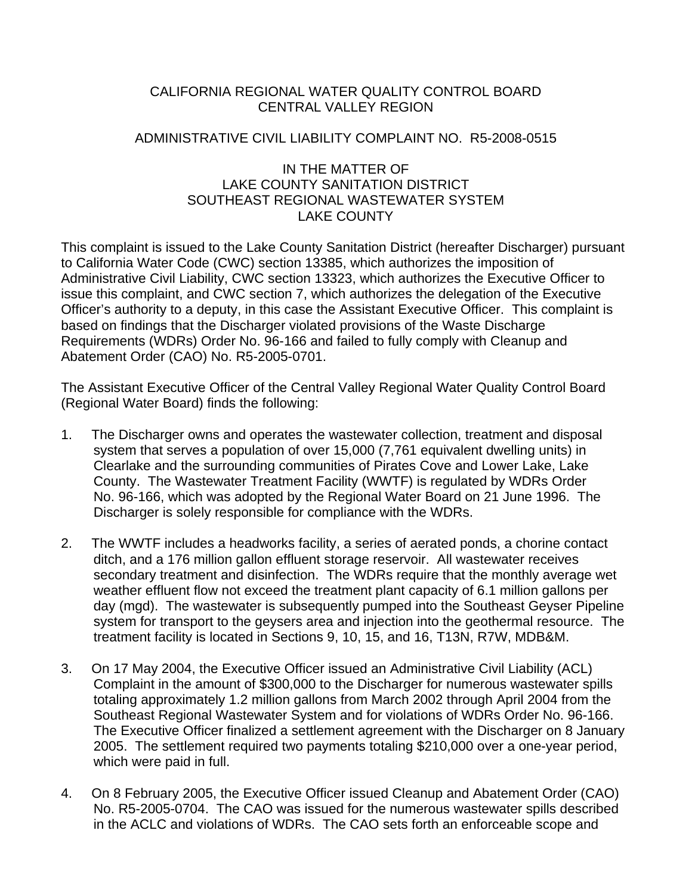CALIFORNIA REGIONAL WATER QUALITY CONTROL BOARD
CENTRAL VALLEY REGION

ADMINISTRATIVE CIVIL LIABILITY COMPLAINT NO. R5-2008-0515

IN THE MATTER OF
LAKE COUNTY SANITATION DISTRICT
SOUTHEAST REGIONAL WASTEWATER SYSTEM
LAKE COUNTY

This complaint is issued to the Lake County Sanitation District (hereafter Discharger) pursuant to California Water Code (CWC) section 13385, which authorizes the imposition of Administrative Civil Liability, CWC section 13323, which authorizes the Executive Officer to issue this complaint, and CWC section 7, which authorizes the delegation of the Executive Officer's authority to a deputy, in this case the Assistant Executive Officer. This complaint is based on findings that the Discharger violated provisions of the Waste Discharge Requirements (WDRs) Order No. 96-166 and failed to fully comply with Cleanup and Abatement Order (CAO) No. R5-2005-0701.

The Assistant Executive Officer of the Central Valley Regional Water Quality Control Board (Regional Water Board) finds the following:

1. The Discharger owns and operates the wastewater collection, treatment and disposal system that serves a population of over 15,000 (7,761 equivalent dwelling units) in Clearlake and the surrounding communities of Pirates Cove and Lower Lake, Lake County. The Wastewater Treatment Facility (WWTF) is regulated by WDRs Order No. 96-166, which was adopted by the Regional Water Board on 21 June 1996. The Discharger is solely responsible for compliance with the WDRs.

2. The WWTF includes a headworks facility, a series of aerated ponds, a chorine contact ditch, and a 176 million gallon effluent storage reservoir. All wastewater receives secondary treatment and disinfection. The WDRs require that the monthly average wet weather effluent flow not exceed the treatment plant capacity of 6.1 million gallons per day (mgd). The wastewater is subsequently pumped into the Southeast Geyser Pipeline system for transport to the geysers area and injection into the geothermal resource. The treatment facility is located in Sections 9, 10, 15, and 16, T13N, R7W, MDB&M.

3. On 17 May 2004, the Executive Officer issued an Administrative Civil Liability (ACL) Complaint in the amount of $300,000 to the Discharger for numerous wastewater spills totaling approximately 1.2 million gallons from March 2002 through April 2004 from the Southeast Regional Wastewater System and for violations of WDRs Order No. 96-166. The Executive Officer finalized a settlement agreement with the Discharger on 8 January 2005. The settlement required two payments totaling $210,000 over a one-year period, which were paid in full.

4. On 8 February 2005, the Executive Officer issued Cleanup and Abatement Order (CAO) No. R5-2005-0704. The CAO was issued for the numerous wastewater spills described in the ACLC and violations of WDRs. The CAO sets forth an enforceable scope and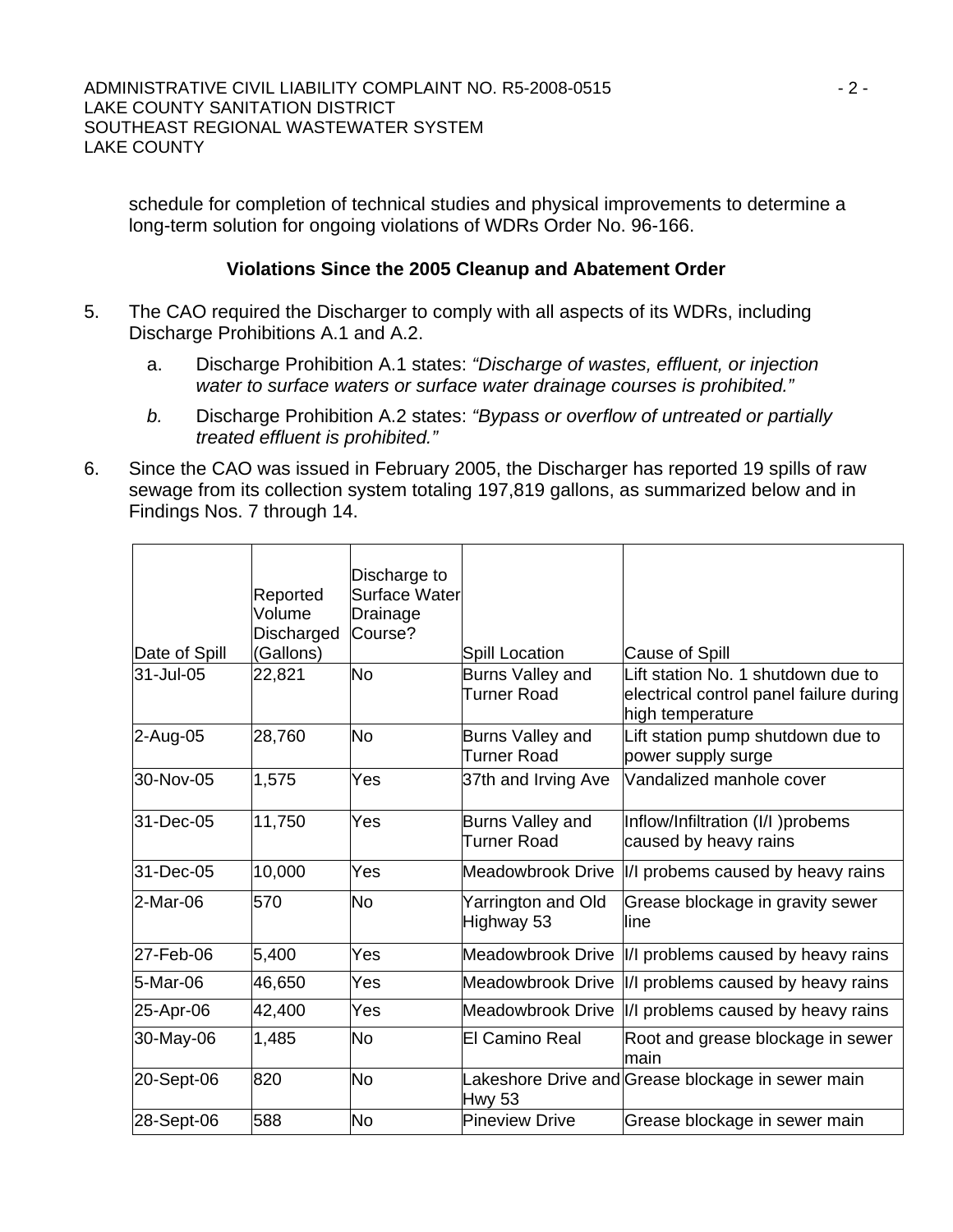schedule for completion of technical studies and physical improvements to determine a long-term solution for ongoing violations of WDRs Order No. 96-166.

### Violations Since the 2005 Cleanup and Abatement Order

5. The CAO required the Discharger to comply with all aspects of its WDRs, including Discharge Prohibitions A.1 and A.2.

   a. Discharge Prohibition A.1 states: *"Discharge of wastes, effluent, or injection water to surface waters or surface water drainage courses is prohibited."*

   *b.* Discharge Prohibition A.2 states: *"Bypass or overflow of untreated or partially treated effluent is prohibited."*

6. Since the CAO was issued in February 2005, the Discharger has reported 19 spills of raw sewage from its collection system totaling 197,819 gallons, as summarized below and in Findings Nos. 7 through 14.

| Date of Spill | Reported Volume Discharged (Gallons) | Discharge to Surface Water Drainage Course? | Spill Location | Cause of Spill |
|---|---|---|---|---|
| 31-Jul-05 | 22,821 | No | Burns Valley and Turner Road | Lift station No. 1 shutdown due to electrical control panel failure during high temperature |
| 2-Aug-05 | 28,760 | No | Burns Valley and Turner Road | Lift station pump shutdown due to power supply surge |
| 30-Nov-05 | 1,575 | Yes | 37th and Irving Ave | Vandalized manhole cover |
| 31-Dec-05 | 11,750 | Yes | Burns Valley and Turner Road | Inflow/Infiltration (I/I )probems caused by heavy rains |
| 31-Dec-05 | 10,000 | Yes | Meadowbrook Drive | I/I probems caused by heavy rains |
| 2-Mar-06 | 570 | No | Yarrington and Old Highway 53 | Grease blockage in gravity sewer line |
| 27-Feb-06 | 5,400 | Yes | Meadowbrook Drive | I/I problems caused by heavy rains |
| 5-Mar-06 | 46,650 | Yes | Meadowbrook Drive | I/I problems caused by heavy rains |
| 25-Apr-06 | 42,400 | Yes | Meadowbrook Drive | I/I problems caused by heavy rains |
| 30-May-06 | 1,485 | No | El Camino Real | Root and grease blockage in sewer main |
| 20-Sept-06 | 820 | No | Lakeshore Drive and Hwy 53 | Grease blockage in sewer main |
| 28-Sept-06 | 588 | No | Pineview Drive | Grease blockage in sewer main |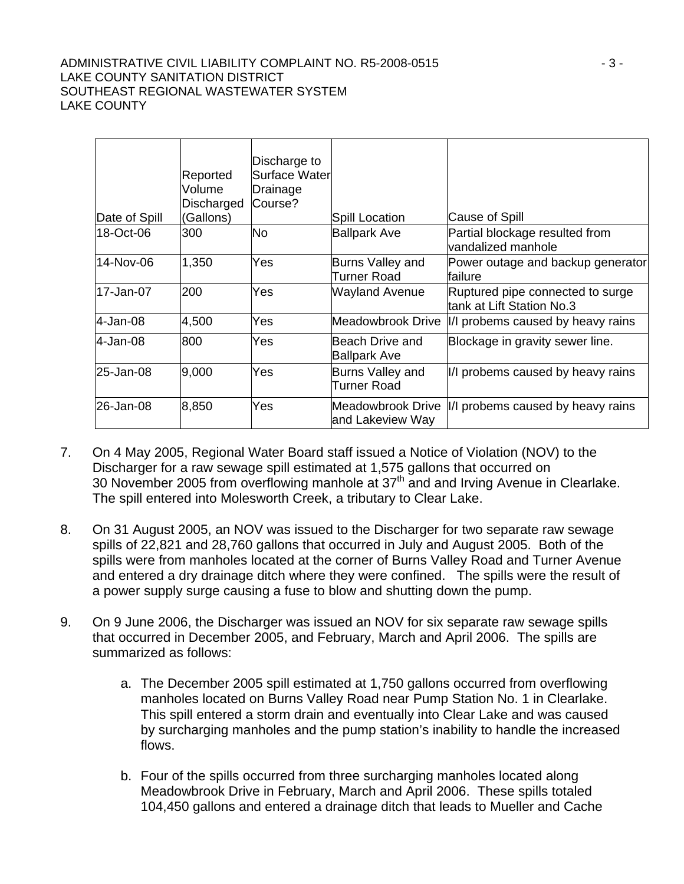| Date of Spill | Reported Volume Discharged (Gallons) | Discharge to Surface Water Drainage Course? | Spill Location | Cause of Spill |
|---|---|---|---|---|
| 18-Oct-06 | 300 | No | Ballpark Ave | Partial blockage resulted from vandalized manhole |
| 14-Nov-06 | 1,350 | Yes | Burns Valley and Turner Road | Power outage and backup generator failure |
| 17-Jan-07 | 200 | Yes | Wayland Avenue | Ruptured pipe connected to surge tank at Lift Station No.3 |
| 4-Jan-08 | 4,500 | Yes | Meadowbrook Drive | I/I probems caused by heavy rains |
| 4-Jan-08 | 800 | Yes | Beach Drive and Ballpark Ave | Blockage in gravity sewer line. |
| 25-Jan-08 | 9,000 | Yes | Burns Valley and Turner Road | I/I probems caused by heavy rains |
| 26-Jan-08 | 8,850 | Yes | Meadowbrook Drive and Lakeview Way | I/I probems caused by heavy rains |

7. On 4 May 2005, Regional Water Board staff issued a Notice of Violation (NOV) to the Discharger for a raw sewage spill estimated at 1,575 gallons that occurred on 30 November 2005 from overflowing manhole at 37th and and Irving Avenue in Clearlake. The spill entered into Molesworth Creek, a tributary to Clear Lake.

8. On 31 August 2005, an NOV was issued to the Discharger for two separate raw sewage spills of 22,821 and 28,760 gallons that occurred in July and August 2005. Both of the spills were from manholes located at the corner of Burns Valley Road and Turner Avenue and entered a dry drainage ditch where they were confined. The spills were the result of a power supply surge causing a fuse to blow and shutting down the pump.

9. On 9 June 2006, the Discharger was issued an NOV for six separate raw sewage spills that occurred in December 2005, and February, March and April 2006. The spills are summarized as follows:

   a. The December 2005 spill estimated at 1,750 gallons occurred from overflowing manholes located on Burns Valley Road near Pump Station No. 1 in Clearlake. This spill entered a storm drain and eventually into Clear Lake and was caused by surcharging manholes and the pump station's inability to handle the increased flows.

   b. Four of the spills occurred from three surcharging manholes located along Meadowbrook Drive in February, March and April 2006. These spills totaled 104,450 gallons and entered a drainage ditch that leads to Mueller and Cache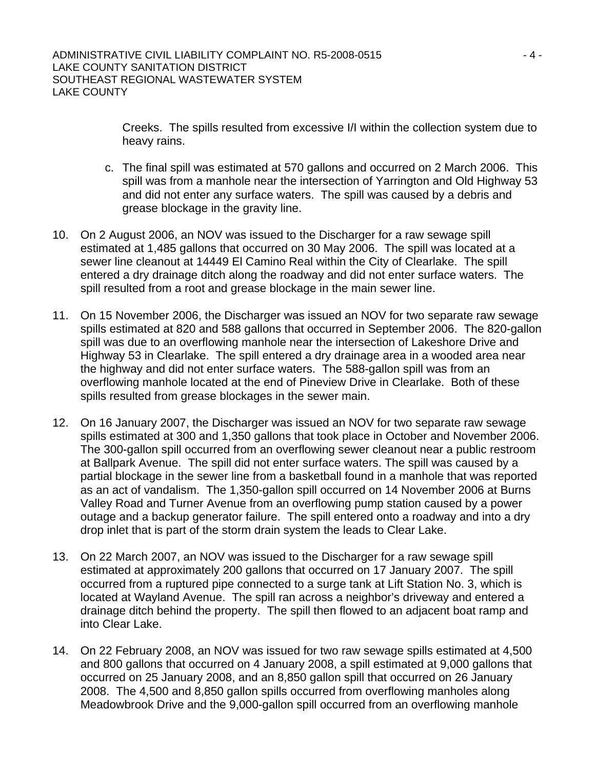Creeks. The spills resulted from excessive I/I within the collection system due to heavy rains.

c. The final spill was estimated at 570 gallons and occurred on 2 March 2006. This spill was from a manhole near the intersection of Yarrington and Old Highway 53 and did not enter any surface waters. The spill was caused by a debris and grease blockage in the gravity line.

10. On 2 August 2006, an NOV was issued to the Discharger for a raw sewage spill estimated at 1,485 gallons that occurred on 30 May 2006. The spill was located at a sewer line cleanout at 14449 El Camino Real within the City of Clearlake. The spill entered a dry drainage ditch along the roadway and did not enter surface waters. The spill resulted from a root and grease blockage in the main sewer line.

11. On 15 November 2006, the Discharger was issued an NOV for two separate raw sewage spills estimated at 820 and 588 gallons that occurred in September 2006. The 820-gallon spill was due to an overflowing manhole near the intersection of Lakeshore Drive and Highway 53 in Clearlake. The spill entered a dry drainage area in a wooded area near the highway and did not enter surface waters. The 588-gallon spill was from an overflowing manhole located at the end of Pineview Drive in Clearlake. Both of these spills resulted from grease blockages in the sewer main.

12. On 16 January 2007, the Discharger was issued an NOV for two separate raw sewage spills estimated at 300 and 1,350 gallons that took place in October and November 2006. The 300-gallon spill occurred from an overflowing sewer cleanout near a public restroom at Ballpark Avenue. The spill did not enter surface waters. The spill was caused by a partial blockage in the sewer line from a basketball found in a manhole that was reported as an act of vandalism. The 1,350-gallon spill occurred on 14 November 2006 at Burns Valley Road and Turner Avenue from an overflowing pump station caused by a power outage and a backup generator failure. The spill entered onto a roadway and into a dry drop inlet that is part of the storm drain system the leads to Clear Lake.

13. On 22 March 2007, an NOV was issued to the Discharger for a raw sewage spill estimated at approximately 200 gallons that occurred on 17 January 2007. The spill occurred from a ruptured pipe connected to a surge tank at Lift Station No. 3, which is located at Wayland Avenue. The spill ran across a neighbor's driveway and entered a drainage ditch behind the property. The spill then flowed to an adjacent boat ramp and into Clear Lake.

14. On 22 February 2008, an NOV was issued for two raw sewage spills estimated at 4,500 and 800 gallons that occurred on 4 January 2008, a spill estimated at 9,000 gallons that occurred on 25 January 2008, and an 8,850 gallon spill that occurred on 26 January 2008. The 4,500 and 8,850 gallon spills occurred from overflowing manholes along Meadowbrook Drive and the 9,000-gallon spill occurred from an overflowing manhole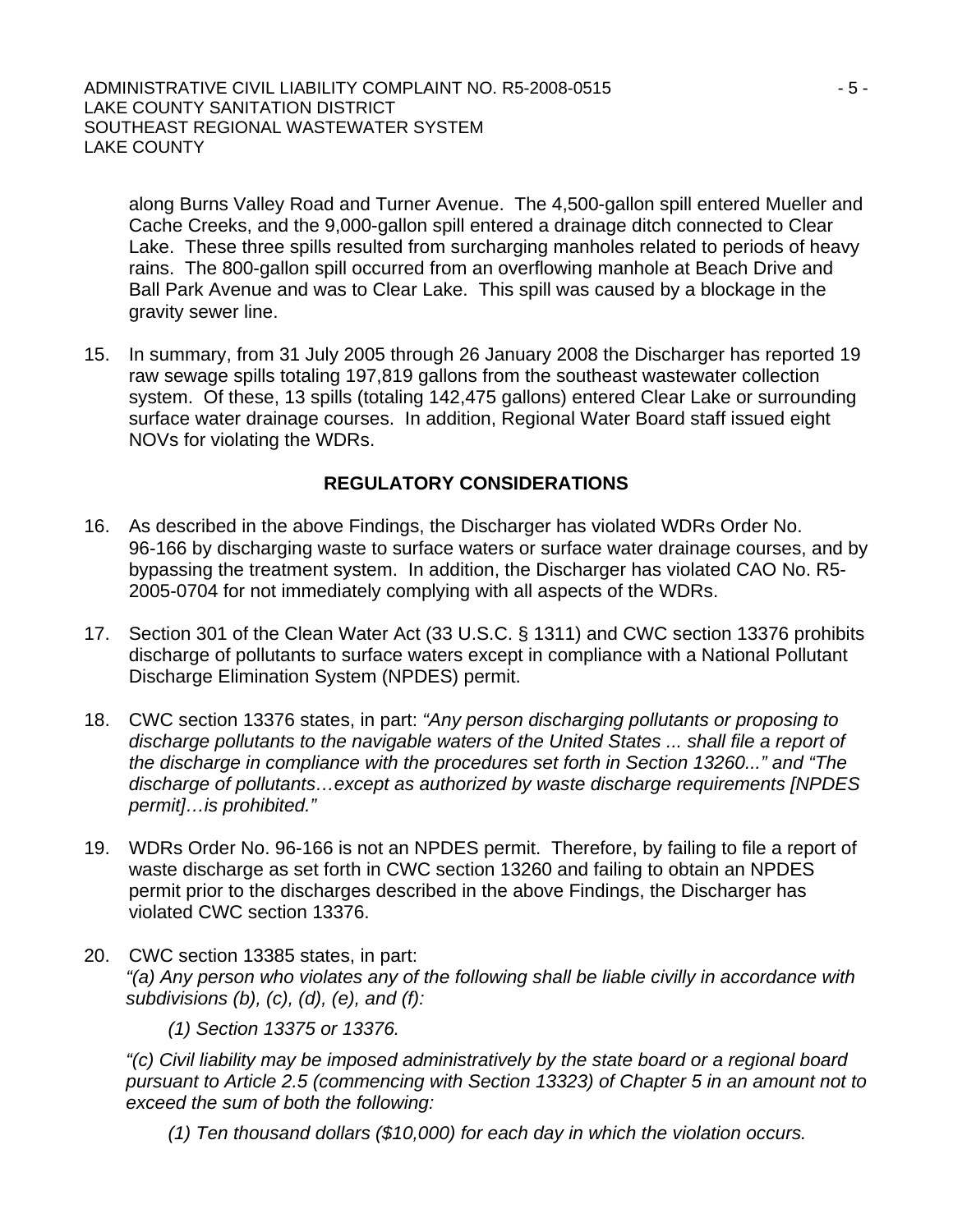along Burns Valley Road and Turner Avenue. The 4,500-gallon spill entered Mueller and Cache Creeks, and the 9,000-gallon spill entered a drainage ditch connected to Clear Lake. These three spills resulted from surcharging manholes related to periods of heavy rains. The 800-gallon spill occurred from an overflowing manhole at Beach Drive and Ball Park Avenue and was to Clear Lake. This spill was caused by a blockage in the gravity sewer line.

15. In summary, from 31 July 2005 through 26 January 2008 the Discharger has reported 19 raw sewage spills totaling 197,819 gallons from the southeast wastewater collection system. Of these, 13 spills (totaling 142,475 gallons) entered Clear Lake or surrounding surface water drainage courses. In addition, Regional Water Board staff issued eight NOVs for violating the WDRs.

## REGULATORY CONSIDERATIONS

16. As described in the above Findings, the Discharger has violated WDRs Order No. 96-166 by discharging waste to surface waters or surface water drainage courses, and by bypassing the treatment system. In addition, the Discharger has violated CAO No. R5-2005-0704 for not immediately complying with all aspects of the WDRs.

17. Section 301 of the Clean Water Act (33 U.S.C. § 1311) and CWC section 13376 prohibits discharge of pollutants to surface waters except in compliance with a National Pollutant Discharge Elimination System (NPDES) permit.

18. CWC section 13376 states, in part: *"Any person discharging pollutants or proposing to discharge pollutants to the navigable waters of the United States ... shall file a report of the discharge in compliance with the procedures set forth in Section 13260..."* and *"The discharge of pollutants…except as authorized by waste discharge requirements [NPDES permit]…is prohibited."*

19. WDRs Order No. 96-166 is not an NPDES permit. Therefore, by failing to file a report of waste discharge as set forth in CWC section 13260 and failing to obtain an NPDES permit prior to the discharges described in the above Findings, the Discharger has violated CWC section 13376.

20. CWC section 13385 states, in part:
*"(a) Any person who violates any of the following shall be liable civilly in accordance with subdivisions (b), (c), (d), (e), and (f):*

   *(1) Section 13375 or 13376.*

   *"(c) Civil liability may be imposed administratively by the state board or a regional board pursuant to Article 2.5 (commencing with Section 13323) of Chapter 5 in an amount not to exceed the sum of both the following:*

   *(1) Ten thousand dollars ($10,000) for each day in which the violation occurs.*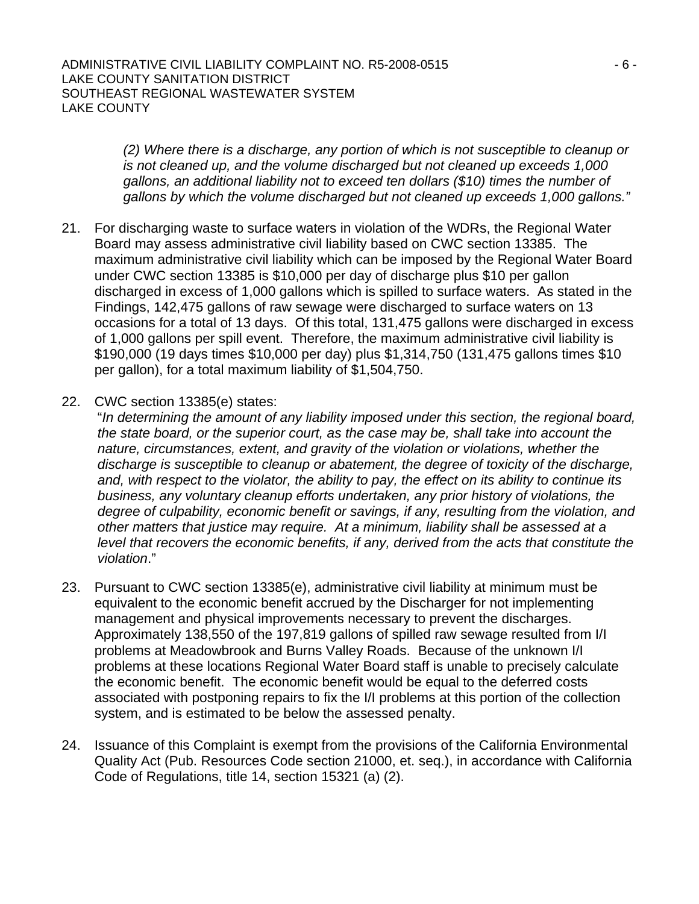*(2) Where there is a discharge, any portion of which is not susceptible to cleanup or is not cleaned up, and the volume discharged but not cleaned up exceeds 1,000 gallons, an additional liability not to exceed ten dollars ($10) times the number of gallons by which the volume discharged but not cleaned up exceeds 1,000 gallons."*

21. For discharging waste to surface waters in violation of the WDRs, the Regional Water Board may assess administrative civil liability based on CWC section 13385. The maximum administrative civil liability which can be imposed by the Regional Water Board under CWC section 13385 is $10,000 per day of discharge plus $10 per gallon discharged in excess of 1,000 gallons which is spilled to surface waters. As stated in the Findings, 142,475 gallons of raw sewage were discharged to surface waters on 13 occasions for a total of 13 days. Of this total, 131,475 gallons were discharged in excess of 1,000 gallons per spill event. Therefore, the maximum administrative civil liability is $190,000 (19 days times $10,000 per day) plus $1,314,750 (131,475 gallons times $10 per gallon), for a total maximum liability of $1,504,750.

22. CWC section 13385(e) states:
"*In determining the amount of any liability imposed under this section, the regional board, the state board, or the superior court, as the case may be, shall take into account the nature, circumstances, extent, and gravity of the violation or violations, whether the discharge is susceptible to cleanup or abatement, the degree of toxicity of the discharge, and, with respect to the violator, the ability to pay, the effect on its ability to continue its business, any voluntary cleanup efforts undertaken, any prior history of violations, the degree of culpability, economic benefit or savings, if any, resulting from the violation, and other matters that justice may require. At a minimum, liability shall be assessed at a level that recovers the economic benefits, if any, derived from the acts that constitute the violation*."

23. Pursuant to CWC section 13385(e), administrative civil liability at minimum must be equivalent to the economic benefit accrued by the Discharger for not implementing management and physical improvements necessary to prevent the discharges. Approximately 138,550 of the 197,819 gallons of spilled raw sewage resulted from I/I problems at Meadowbrook and Burns Valley Roads. Because of the unknown I/I problems at these locations Regional Water Board staff is unable to precisely calculate the economic benefit. The economic benefit would be equal to the deferred costs associated with postponing repairs to fix the I/I problems at this portion of the collection system, and is estimated to be below the assessed penalty.

24. Issuance of this Complaint is exempt from the provisions of the California Environmental Quality Act (Pub. Resources Code section 21000, et. seq.), in accordance with California Code of Regulations, title 14, section 15321 (a) (2).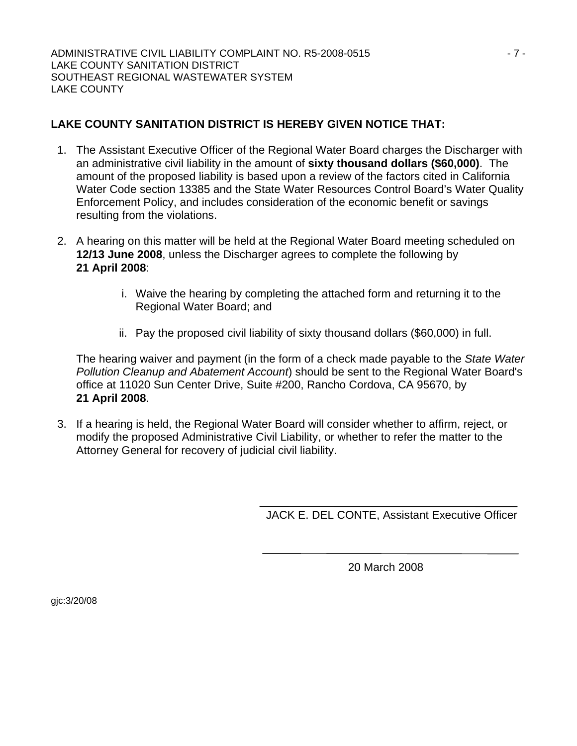**LAKE COUNTY SANITATION DISTRICT IS HEREBY GIVEN NOTICE THAT:**

1. The Assistant Executive Officer of the Regional Water Board charges the Discharger with an administrative civil liability in the amount of **sixty thousand dollars ($60,000)**. The amount of the proposed liability is based upon a review of the factors cited in California Water Code section 13385 and the State Water Resources Control Board's Water Quality Enforcement Policy, and includes consideration of the economic benefit or savings resulting from the violations.

2. A hearing on this matter will be held at the Regional Water Board meeting scheduled on **12/13 June 2008**, unless the Discharger agrees to complete the following by **21 April 2008**:

   i. Waive the hearing by completing the attached form and returning it to the Regional Water Board; and

   ii. Pay the proposed civil liability of sixty thousand dollars ($60,000) in full.

   The hearing waiver and payment (in the form of a check made payable to the *State Water Pollution Cleanup and Abatement Account*) should be sent to the Regional Water Board's office at 11020 Sun Center Drive, Suite #200, Rancho Cordova, CA 95670, by **21 April 2008**.

3. If a hearing is held, the Regional Water Board will consider whether to affirm, reject, or modify the proposed Administrative Civil Liability, or whether to refer the matter to the Attorney General for recovery of judicial civil liability.

JACK E. DEL CONTE, Assistant Executive Officer

20 March 2008

gjc:3/20/08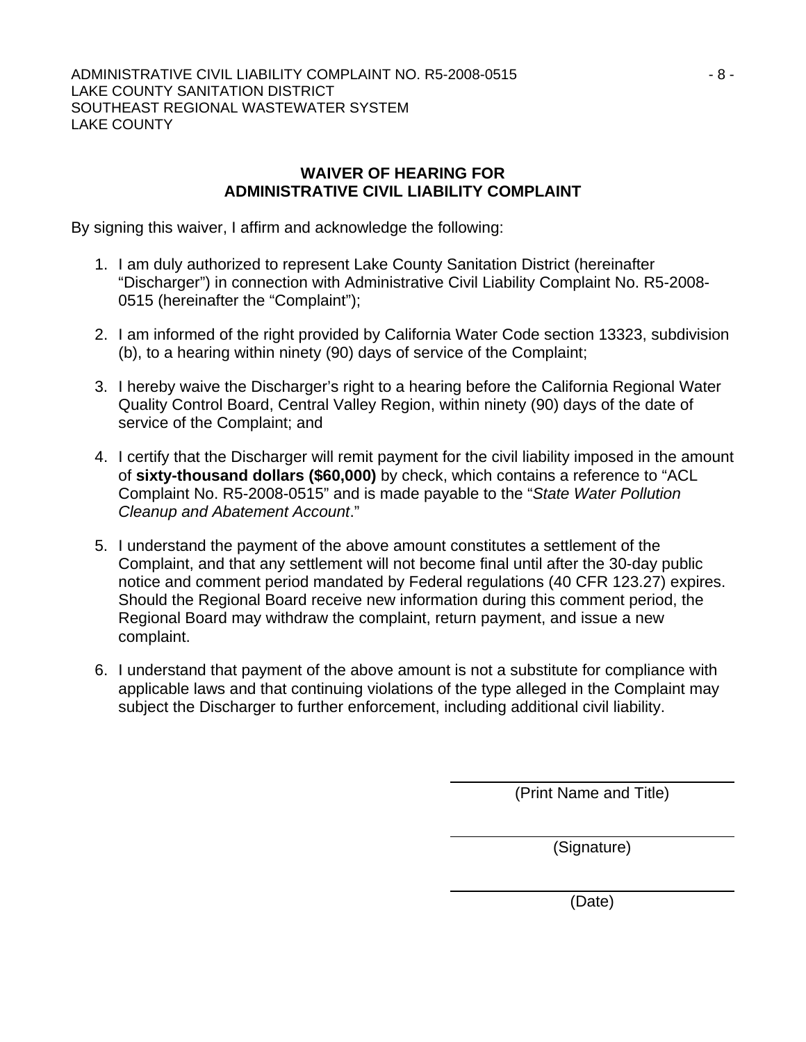## WAIVER OF HEARING FOR ADMINISTRATIVE CIVIL LIABILITY COMPLAINT

By signing this waiver, I affirm and acknowledge the following:

1. I am duly authorized to represent Lake County Sanitation District (hereinafter "Discharger") in connection with Administrative Civil Liability Complaint No. R5-2008-0515 (hereinafter the "Complaint");

2. I am informed of the right provided by California Water Code section 13323, subdivision (b), to a hearing within ninety (90) days of service of the Complaint;

3. I hereby waive the Discharger's right to a hearing before the California Regional Water Quality Control Board, Central Valley Region, within ninety (90) days of the date of service of the Complaint; and

4. I certify that the Discharger will remit payment for the civil liability imposed in the amount of **sixty-thousand dollars ($60,000)** by check, which contains a reference to "ACL Complaint No. R5-2008-0515" and is made payable to the "*State Water Pollution Cleanup and Abatement Account*."

5. I understand the payment of the above amount constitutes a settlement of the Complaint, and that any settlement will not become final until after the 30-day public notice and comment period mandated by Federal regulations (40 CFR 123.27) expires. Should the Regional Board receive new information during this comment period, the Regional Board may withdraw the complaint, return payment, and issue a new complaint.

6. I understand that payment of the above amount is not a substitute for compliance with applicable laws and that continuing violations of the type alleged in the Complaint may subject the Discharger to further enforcement, including additional civil liability.

\_\_\_\_\_\_\_\_\_\_\_\_\_\_\_\_\_\_\_\_\_\_\_\_\_\_\_\_\_\_
(Print Name and Title)

\_\_\_\_\_\_\_\_\_\_\_\_\_\_\_\_\_\_\_\_\_\_\_\_\_\_\_\_\_\_
(Signature)

\_\_\_\_\_\_\_\_\_\_\_\_\_\_\_\_\_\_\_\_\_\_\_\_\_\_\_\_\_\_
(Date)